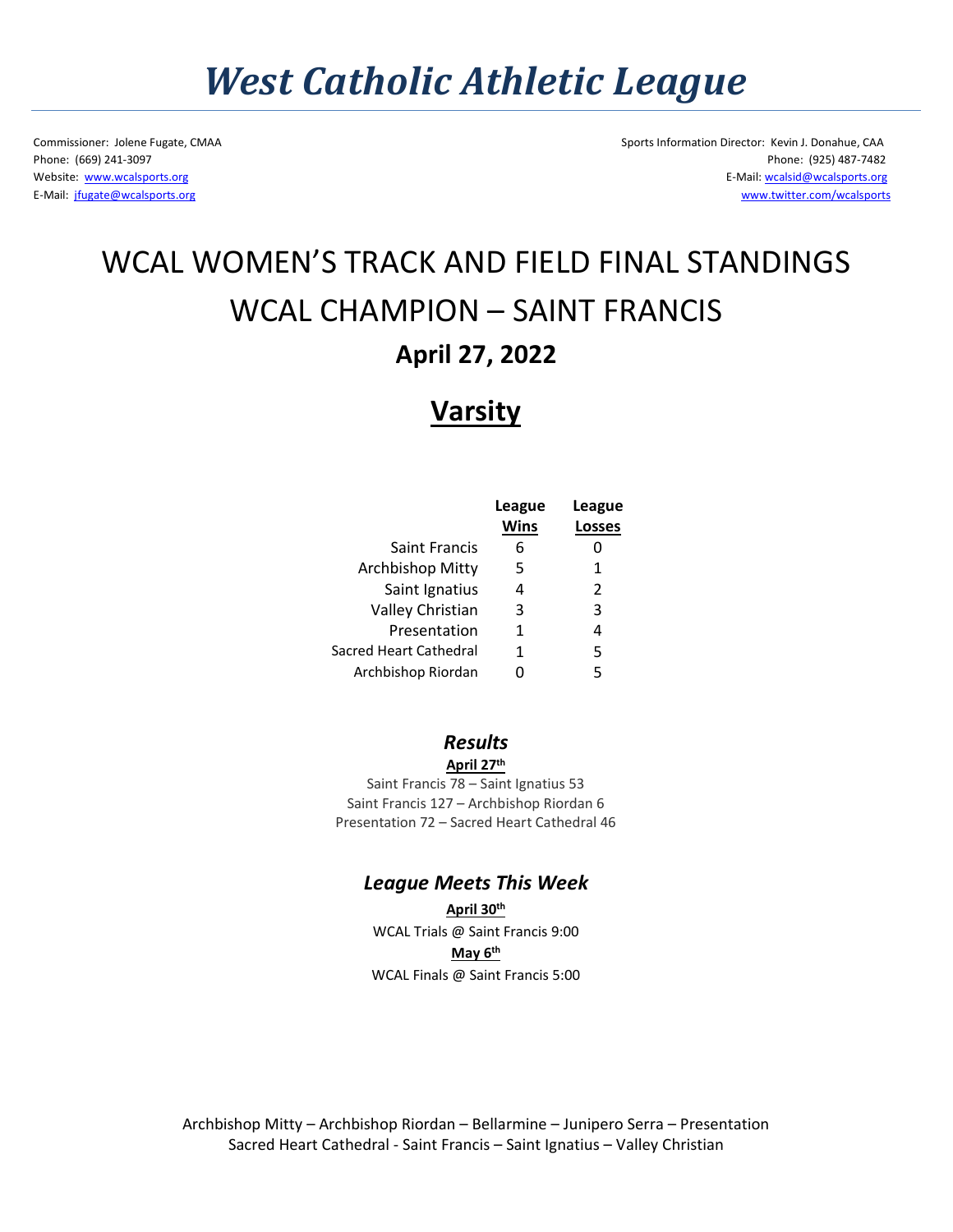# *West Catholic Athletic League*

Commissioner: Jolene Fugate, CMAA
Phone: (669) 241-3097
Website: www.wcalsports.org
E-Mail: jfugate@wcalsports.org

Sports Information Director: Kevin J. Donahue, CAA
Phone: (925) 487-7482
E-Mail: wcalsid@wcalsports.org
www.twitter.com/wcalsports

# WCAL WOMEN'S TRACK AND FIELD FINAL STANDINGS

# WCAL CHAMPION – SAINT FRANCIS

## April 27, 2022

## Varsity

| | League Wins | League Losses |
|---|---|---|
| Saint Francis | 6 | 0 |
| Archbishop Mitty | 5 | 1 |
| Saint Ignatius | 4 | 2 |
| Valley Christian | 3 | 3 |
| Presentation | 1 | 4 |
| Sacred Heart Cathedral | 1 | 5 |
| Archbishop Riordan | 0 | 5 |

### *Results*

**April 27th**

Saint Francis 78 – Saint Ignatius 53
Saint Francis 127 – Archbishop Riordan 6
Presentation 72 – Sacred Heart Cathedral 46

### *League Meets This Week*

**April 30th**

WCAL Trials @ Saint Francis 9:00

**May 6th**

WCAL Finals @ Saint Francis 5:00

Archbishop Mitty – Archbishop Riordan – Bellarmine – Junipero Serra – Presentation
Sacred Heart Cathedral - Saint Francis – Saint Ignatius – Valley Christian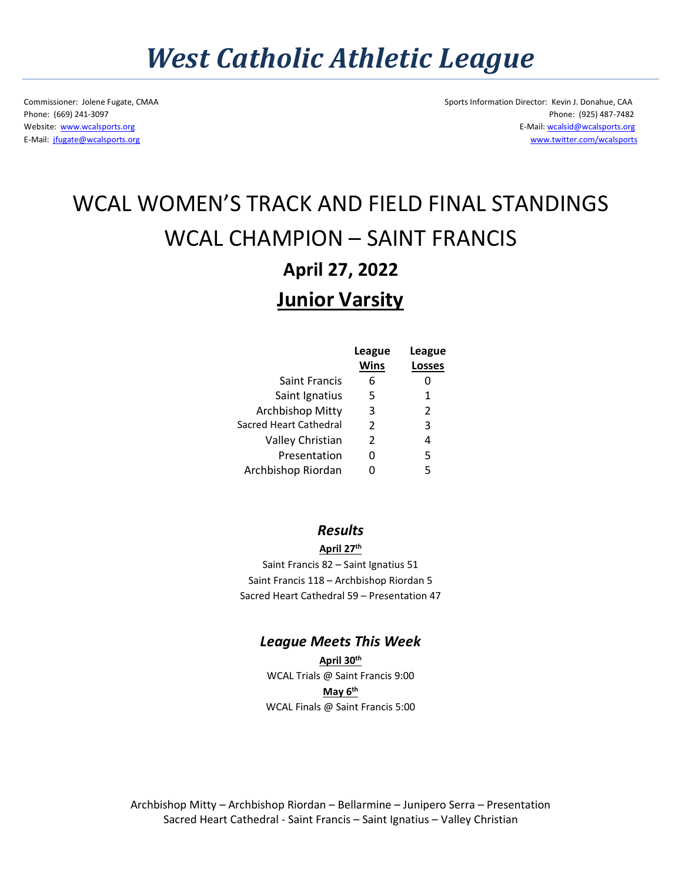# West Catholic Athletic League

Commissioner: Jolene Fugate, CMAA
Phone: (669) 241-3097
Website: www.wcalsports.org
E-Mail: jfugate@wcalsports.org

Sports Information Director: Kevin J. Donahue, CAA
Phone: (925) 487-7482
E-Mail: wcalsid@wcalsports.org
www.twitter.com/wcalsports

## WCAL WOMEN'S TRACK AND FIELD FINAL STANDINGS

## WCAL CHAMPION – SAINT FRANCIS

### April 27, 2022

### Junior Varsity

| | League Wins | League Losses |
|---|---|---|
| Saint Francis | 6 | 0 |
| Saint Ignatius | 5 | 1 |
| Archbishop Mitty | 3 | 2 |
| Sacred Heart Cathedral | 2 | 3 |
| Valley Christian | 2 | 4 |
| Presentation | 0 | 5 |
| Archbishop Riordan | 0 | 5 |

### *Results*

**April 27th**

Saint Francis 82 – Saint Ignatius 51
Saint Francis 118 – Archbishop Riordan 5
Sacred Heart Cathedral 59 – Presentation 47

### *League Meets This Week*

**April 30th**

WCAL Trials @ Saint Francis 9:00

**May 6th**

WCAL Finals @ Saint Francis 5:00

Archbishop Mitty – Archbishop Riordan – Bellarmine – Junipero Serra – Presentation
Sacred Heart Cathedral - Saint Francis – Saint Ignatius – Valley Christian